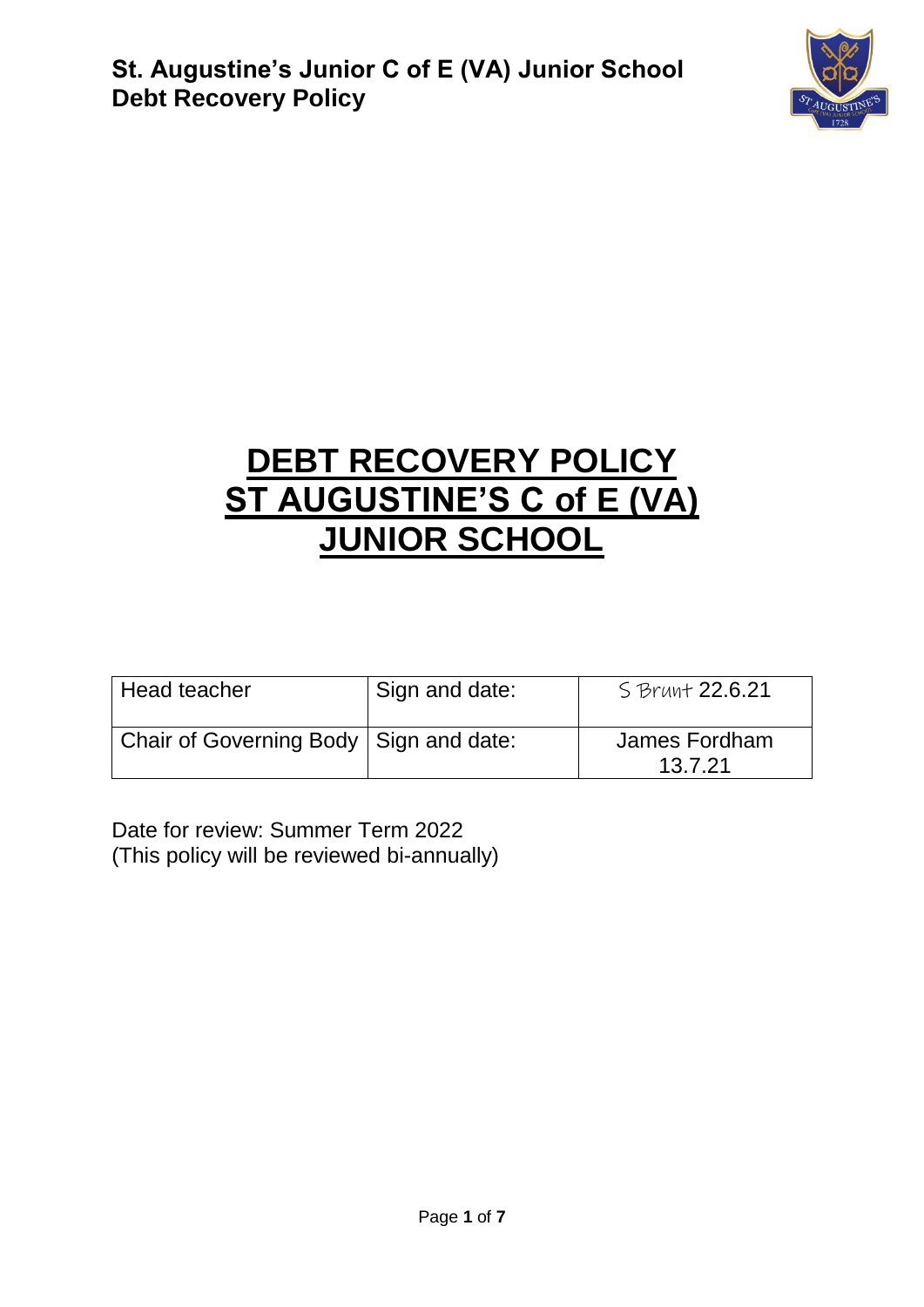# DEBT RECOVERY POLICY ST AUGUSTINE'S C of E (VA) JUNIOR SCHOOL

| | | |
|---|---|---|
| Head teacher | Sign and date: | S Brunt 22.6.21 |
| Chair of Governing Body | Sign and date: | James Fordham 13.7.21 |

Date for review: Summer Term 2022
(This policy will be reviewed bi-annually)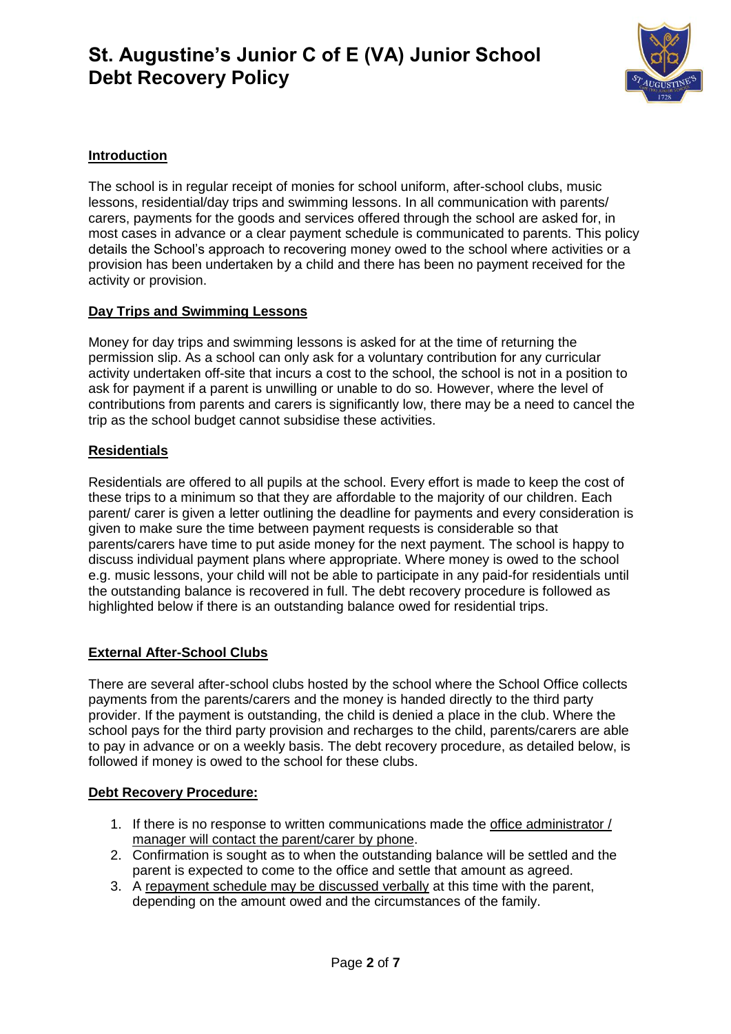# St. Augustine's Junior C of E (VA) Junior School
# Debt Recovery Policy

## Introduction

The school is in regular receipt of monies for school uniform, after-school clubs, music lessons, residential/day trips and swimming lessons. In all communication with parents/ carers, payments for the goods and services offered through the school are asked for, in most cases in advance or a clear payment schedule is communicated to parents. This policy details the School's approach to recovering money owed to the school where activities or a provision has been undertaken by a child and there has been no payment received for the activity or provision.

## Day Trips and Swimming Lessons

Money for day trips and swimming lessons is asked for at the time of returning the permission slip. As a school can only ask for a voluntary contribution for any curricular activity undertaken off-site that incurs a cost to the school, the school is not in a position to ask for payment if a parent is unwilling or unable to do so. However, where the level of contributions from parents and carers is significantly low, there may be a need to cancel the trip as the school budget cannot subsidise these activities.

## Residentials

Residentials are offered to all pupils at the school. Every effort is made to keep the cost of these trips to a minimum so that they are affordable to the majority of our children. Each parent/ carer is given a letter outlining the deadline for payments and every consideration is given to make sure the time between payment requests is considerable so that parents/carers have time to put aside money for the next payment. The school is happy to discuss individual payment plans where appropriate. Where money is owed to the school e.g. music lessons, your child will not be able to participate in any paid-for residentials until the outstanding balance is recovered in full. The debt recovery procedure is followed as highlighted below if there is an outstanding balance owed for residential trips.

## External After-School Clubs

There are several after-school clubs hosted by the school where the School Office collects payments from the parents/carers and the money is handed directly to the third party provider. If the payment is outstanding, the child is denied a place in the club. Where the school pays for the third party provision and recharges to the child, parents/carers are able to pay in advance or on a weekly basis. The debt recovery procedure, as detailed below, is followed if money is owed to the school for these clubs.

## Debt Recovery Procedure:

1. If there is no response to written communications made the office administrator / manager will contact the parent/carer by phone.
2. Confirmation is sought as to when the outstanding balance will be settled and the parent is expected to come to the office and settle that amount as agreed.
3. A repayment schedule may be discussed verbally at this time with the parent, depending on the amount owed and the circumstances of the family.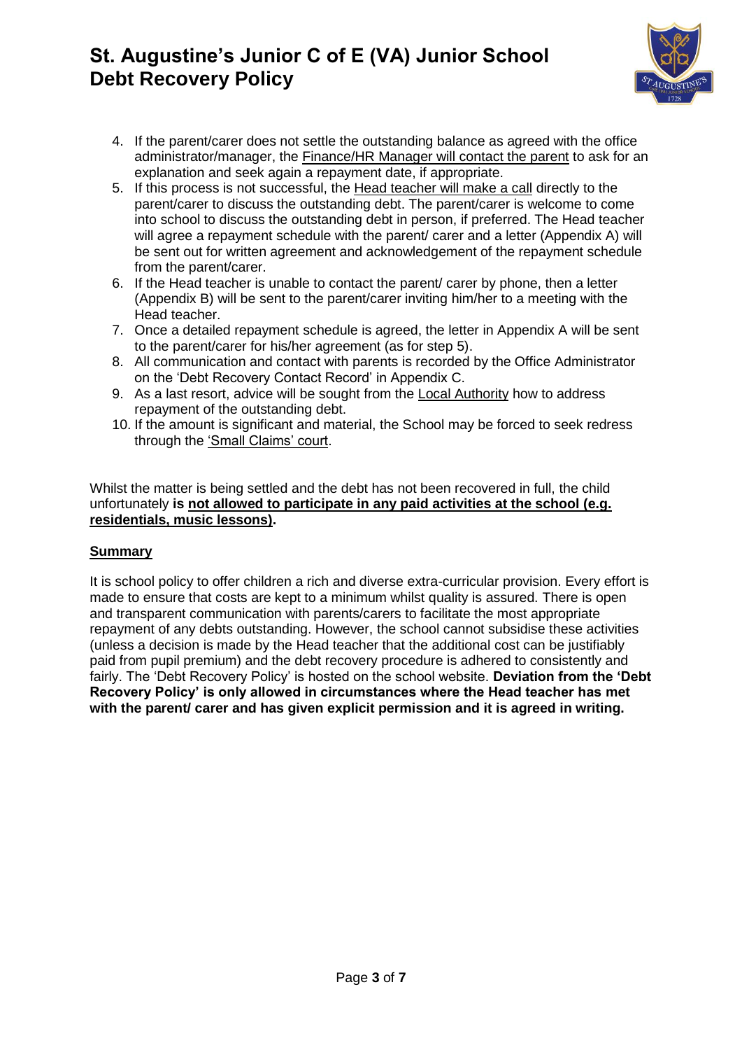4. If the parent/carer does not settle the outstanding balance as agreed with the office administrator/manager, the Finance/HR Manager will contact the parent to ask for an explanation and seek again a repayment date, if appropriate.
5. If this process is not successful, the Head teacher will make a call directly to the parent/carer to discuss the outstanding debt. The parent/carer is welcome to come into school to discuss the outstanding debt in person, if preferred. The Head teacher will agree a repayment schedule with the parent/ carer and a letter (Appendix A) will be sent out for written agreement and acknowledgement of the repayment schedule from the parent/carer.
6. If the Head teacher is unable to contact the parent/ carer by phone, then a letter (Appendix B) will be sent to the parent/carer inviting him/her to a meeting with the Head teacher.
7. Once a detailed repayment schedule is agreed, the letter in Appendix A will be sent to the parent/carer for his/her agreement (as for step 5).
8. All communication and contact with parents is recorded by the Office Administrator on the 'Debt Recovery Contact Record' in Appendix C.
9. As a last resort, advice will be sought from the Local Authority how to address repayment of the outstanding debt.
10. If the amount is significant and material, the School may be forced to seek redress through the 'Small Claims' court.

Whilst the matter is being settled and the debt has not been recovered in full, the child unfortunately **is not allowed to participate in any paid activities at the school (e.g. residentials, music lessons).**

## Summary

It is school policy to offer children a rich and diverse extra-curricular provision. Every effort is made to ensure that costs are kept to a minimum whilst quality is assured. There is open and transparent communication with parents/carers to facilitate the most appropriate repayment of any debts outstanding. However, the school cannot subsidise these activities (unless a decision is made by the Head teacher that the additional cost can be justifiably paid from pupil premium) and the debt recovery procedure is adhered to consistently and fairly. The 'Debt Recovery Policy' is hosted on the school website. **Deviation from the 'Debt Recovery Policy' is only allowed in circumstances where the Head teacher has met with the parent/ carer and has given explicit permission and it is agreed in writing.**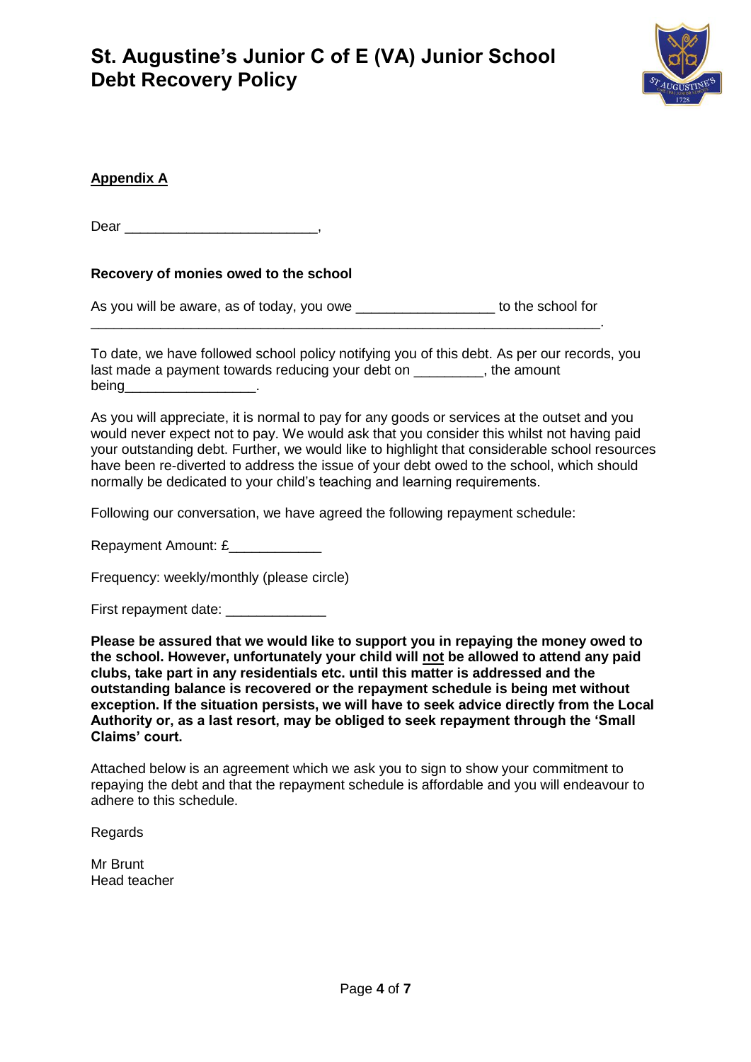**Appendix A**

Dear _________________________,

**Recovery of monies owed to the school**

As you will be aware, as of today, you owe __________________ to the school for _________________________________________________________________.

To date, we have followed school policy notifying you of this debt. As per our records, you last made a payment towards reducing your debt on _________, the amount being_________________.

As you will appreciate, it is normal to pay for any goods or services at the outset and you would never expect not to pay. We would ask that you consider this whilst not having paid your outstanding debt. Further, we would like to highlight that considerable school resources have been re-diverted to address the issue of your debt owed to the school, which should normally be dedicated to your child's teaching and learning requirements.

Following our conversation, we have agreed the following repayment schedule:

Repayment Amount: £____________

Frequency: weekly/monthly (please circle)

First repayment date: _____________

**Please be assured that we would like to support you in repaying the money owed to the school. However, unfortunately your child will not be allowed to attend any paid clubs, take part in any residentials etc. until this matter is addressed and the outstanding balance is recovered or the repayment schedule is being met without exception. If the situation persists, we will have to seek advice directly from the Local Authority or, as a last resort, may be obliged to seek repayment through the 'Small Claims' court.**

Attached below is an agreement which we ask you to sign to show your commitment to repaying the debt and that the repayment schedule is affordable and you will endeavour to adhere to this schedule.

Regards

Mr Brunt
Head teacher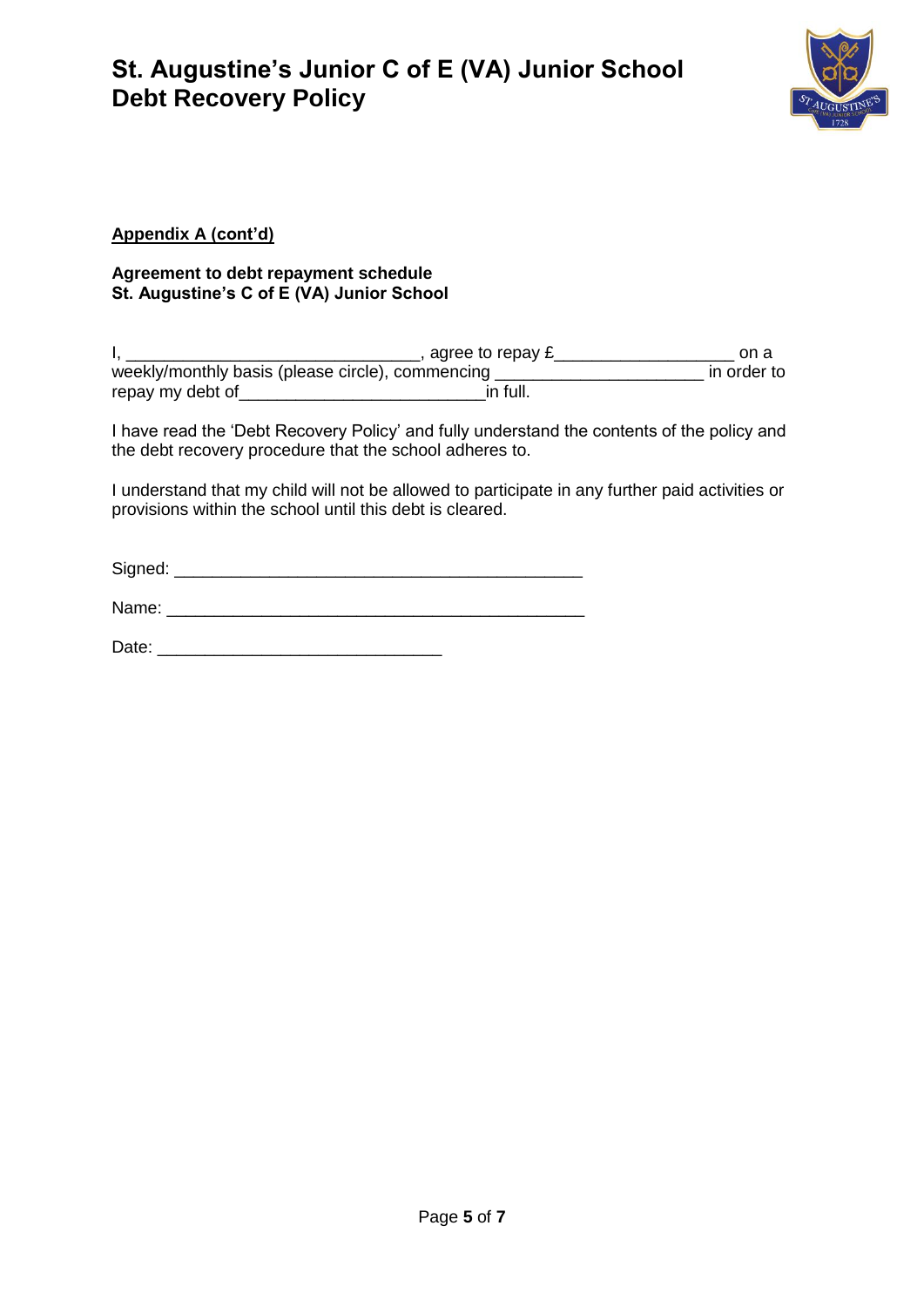**Appendix A (cont'd)**

**Agreement to debt repayment schedule**
**St. Augustine's C of E (VA) Junior School**

I, ________________________________, agree to repay £__________________ on a weekly/monthly basis (please circle), commencing _____________________ in order to repay my debt of__________________________in full.

I have read the 'Debt Recovery Policy' and fully understand the contents of the policy and the debt recovery procedure that the school adheres to.

I understand that my child will not be allowed to participate in any further paid activities or provisions within the school until this debt is cleared.

Signed: ____________________________________________

Name: _____________________________________________

Date: ______________________________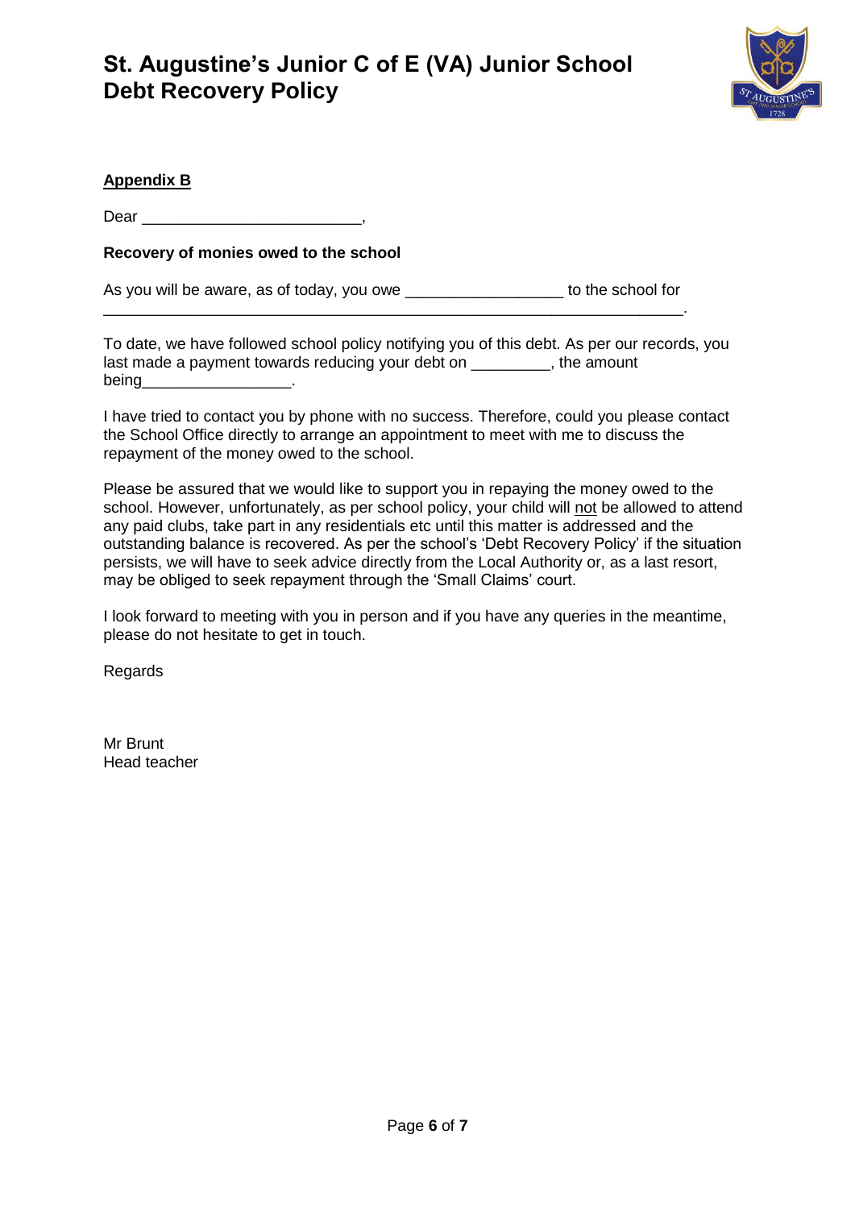# St. Augustine's Junior C of E (VA) Junior School
# Debt Recovery Policy

**Appendix B**

Dear _________________________,

**Recovery of monies owed to the school**

As you will be aware, as of today, you owe __________________ to the school for ____________________________________________________________________.

To date, we have followed school policy notifying you of this debt. As per our records, you last made a payment towards reducing your debt on _________, the amount being_________________.

I have tried to contact you by phone with no success. Therefore, could you please contact the School Office directly to arrange an appointment to meet with me to discuss the repayment of the money owed to the school.

Please be assured that we would like to support you in repaying the money owed to the school. However, unfortunately, as per school policy, your child will not be allowed to attend any paid clubs, take part in any residentials etc until this matter is addressed and the outstanding balance is recovered. As per the school's 'Debt Recovery Policy' if the situation persists, we will have to seek advice directly from the Local Authority or, as a last resort, may be obliged to seek repayment through the 'Small Claims' court.

I look forward to meeting with you in person and if you have any queries in the meantime, please do not hesitate to get in touch.

Regards

Mr Brunt
Head teacher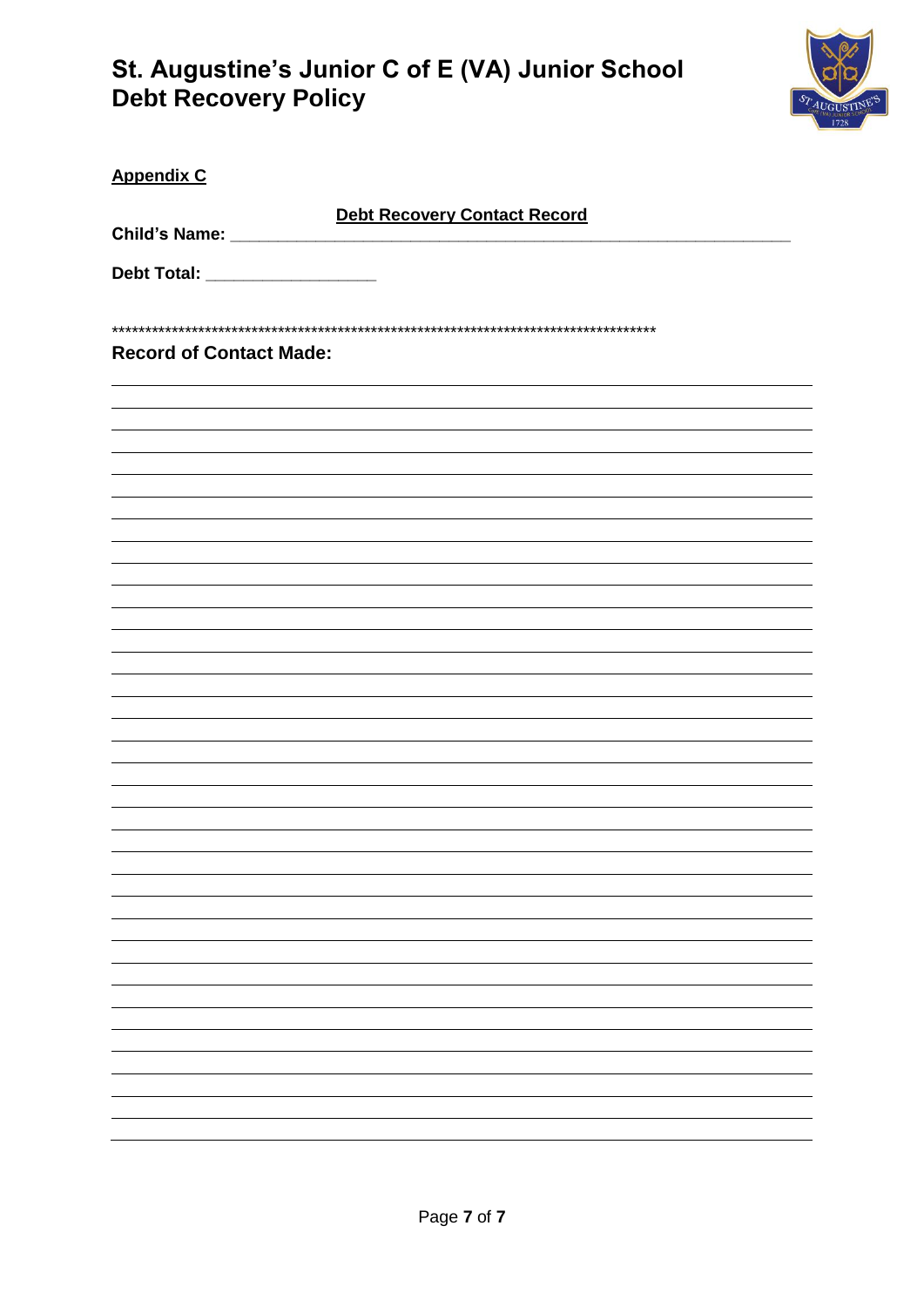# St. Augustine's Junior C of E (VA) Junior School
## Debt Recovery Policy

**Appendix C**

**Debt Recovery Contact Record**

**Child's Name:** ____________________________________________________________

**Debt Total:** __________________

*************************************************************************************

**Record of Contact Made:**